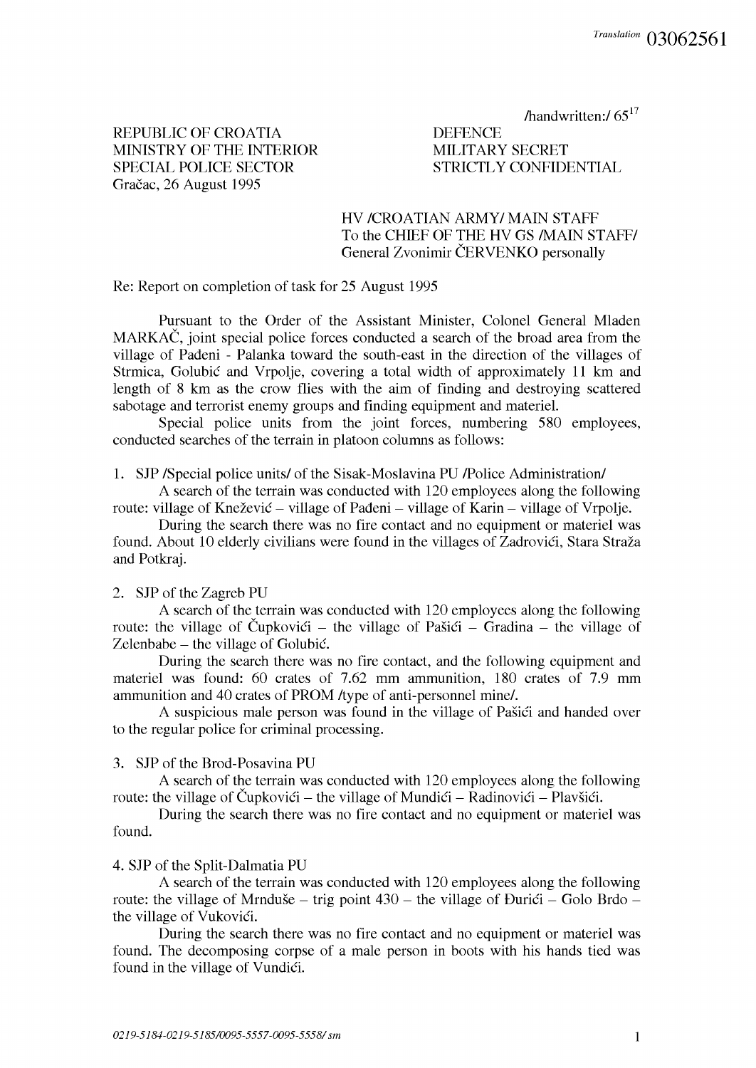*Translation* 03062561

/handwritten:/ 65[17]

REPUBLIC OF CROATIA
MINISTRY OF THE INTERIOR
SPECIAL POLICE SECTOR
Gračac, 26 August 1995

DEFENCE
MILITARY SECRET
STRICTLY CONFIDENTIAL

HV /CROATIAN ARMY/ MAIN STAFF
To the CHIEF OF THE HV GS /MAIN STAFF/
General Zvonimir ČERVENKO personally

Re: Report on completion of task for 25 August 1995

Pursuant to the Order of the Assistant Minister, Colonel General Mladen MARKAČ, joint special police forces conducted a search of the broad area from the village of Padeni - Palanka toward the south-east in the direction of the villages of Strmica, Golubić and Vrpolje, covering a total width of approximately 11 km and length of 8 km as the crow flies with the aim of finding and destroying scattered sabotage and terrorist enemy groups and finding equipment and materiel.

Special police units from the joint forces, numbering 580 employees, conducted searches of the terrain in platoon columns as follows:

1. SJP /Special police units/ of the Sisak-Moslavina PU /Police Administration/

   A search of the terrain was conducted with 120 employees along the following route: village of Knežević – village of Pađeni – village of Karin – village of Vrpolje.

   During the search there was no fire contact and no equipment or materiel was found. About 10 elderly civilians were found in the villages of Zadrovići, Stara Straža and Potkraj.

2. SJP of the Zagreb PU

   A search of the terrain was conducted with 120 employees along the following route: the village of Čupkovići – the village of Pašići – Gradina – the village of Zelenbabe – the village of Golubić.

   During the search there was no fire contact, and the following equipment and materiel was found: 60 crates of 7.62 mm ammunition, 180 crates of 7.9 mm ammunition and 40 crates of PROM /type of anti-personnel mine/.

   A suspicious male person was found in the village of Pašići and handed over to the regular police for criminal processing.

3. SJP of the Brod-Posavina PU

   A search of the terrain was conducted with 120 employees along the following route: the village of Čupkovići – the village of Mundići – Radinovići – Plavšići.

   During the search there was no fire contact and no equipment or materiel was found.

4. SJP of the Split-Dalmatia PU

   A search of the terrain was conducted with 120 employees along the following route: the village of Mrnduše – trig point 430 – the village of Đurići – Golo Brdo – the village of Vukovići.

   During the search there was no fire contact and no equipment or materiel was found. The decomposing corpse of a male person in boots with his hands tied was found in the village of Vundići.

*0219-5184-0219-5185/0095-5557-0095-5558/ sm*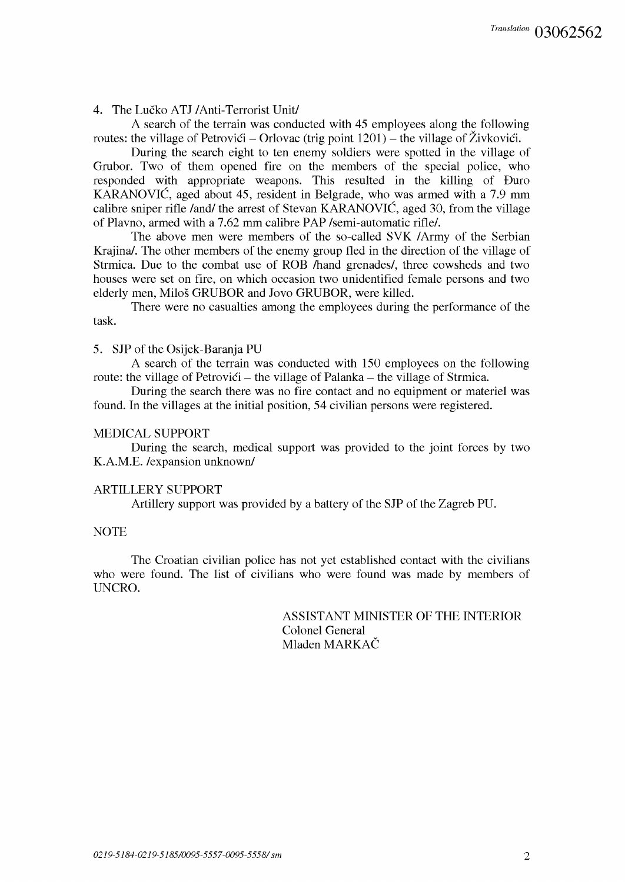4. The Lučko ATJ /Anti-Terrorist Unit/

A search of the terrain was conducted with 45 employees along the following routes: the village of Petrovići – Orlovac (trig point 1201) – the village of Živkovići.

During the search eight to ten enemy soldiers were spotted in the village of Grubor. Two of them opened fire on the members of the special police, who responded with appropriate weapons. This resulted in the killing of Đuro KARANOVIĆ, aged about 45, resident in Belgrade, who was armed with a 7.9 mm calibre sniper rifle /and/ the arrest of Stevan KARANOVIĆ, aged 30, from the village of Plavno, armed with a 7.62 mm calibre PAP /semi-automatic rifle/.

The above men were members of the so-called SVK /Army of the Serbian Krajina/. The other members of the enemy group fled in the direction of the village of Strmica. Due to the combat use of ROB /hand grenades/, three cowsheds and two houses were set on fire, on which occasion two unidentified female persons and two elderly men, Miloš GRUBOR and Jovo GRUBOR, were killed.

There were no casualties among the employees during the performance of the task.

5. SJP of the Osijek-Baranja PU

A search of the terrain was conducted with 150 employees on the following route: the village of Petrovići – the village of Palanka – the village of Strmica.

During the search there was no fire contact and no equipment or materiel was found. In the villages at the initial position, 54 civilian persons were registered.

MEDICAL SUPPORT

During the search, medical support was provided to the joint forces by two K.A.M.E. /expansion unknown/

ARTILLERY SUPPORT

Artillery support was provided by a battery of the SJP of the Zagreb PU.

NOTE

The Croatian civilian police has not yet established contact with the civilians who were found. The list of civilians who were found was made by members of UNCRO.

ASSISTANT MINISTER OF THE INTERIOR
Colonel General
Mladen MARKAČ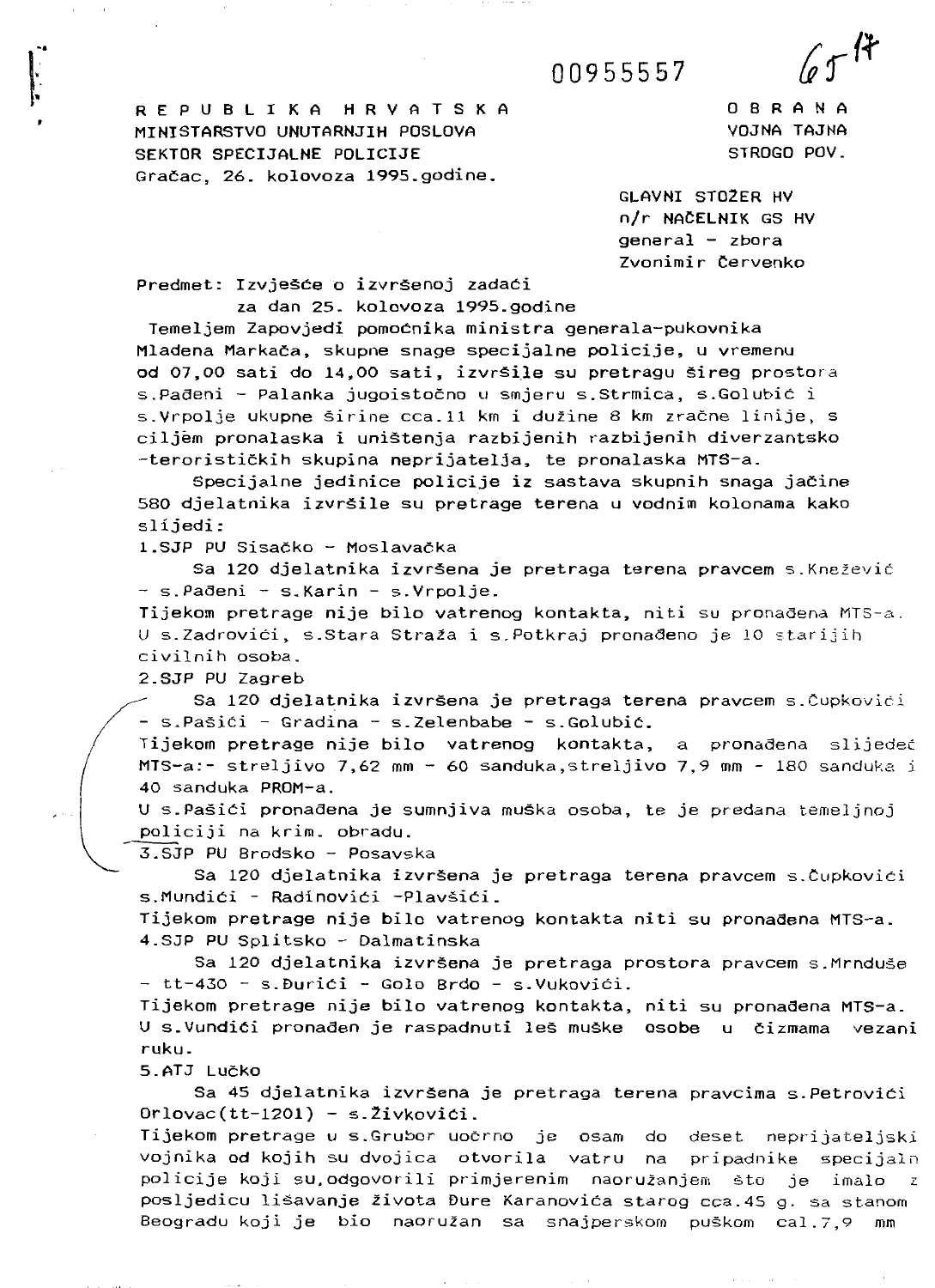00955557

65 17

R E P U B L I K A H R V A T S K A
MINISTARSTVO UNUTARNJIH POSLOVA
SEKTOR SPECIJALNE POLICIJE
Gračac, 26. kolovoza 1995.godine.

O B R A N A
VOJNA TAJNA
STROGO POV.

GLAVNI STOŽER HV
n/r NAČELNIK GS HV
general - zbora
Zvonimir Červenko

Predmet: Izvješće o izvršenoj zadaći
za dan 25. kolovoza 1995.godine

Temeljem Zapovjedi pomoćnika ministra generala-pukovnika Mladena Markača, skupne snage specijalne policije, u vremenu od 07,00 sati do 14,00 sati, izvršile su pretragu šireg prostora s.Pađeni - Palanka jugoistočno u smjeru s.Strmica, s.Golubić i s.Vrpolje ukupne širine cca.11 km i dužine 8 km zračne linije, s ciljem pronalaska i uništenja razbijenih razbijenih diverzantsko -terorističkih skupina neprijatelja, te pronalaska MTS-a.

Specijalne jedinice policije iz sastava skupnih snaga jačine 580 djelatnika izvršile su pretrage terena u vodnim kolonama kako slijedi:

1.SJP PU Sisačko - Moslavačka

Sa 120 djelatnika izvršena je pretraga terena pravcem s.Knežević - s.Pađeni - s.Karin - s.Vrpolje.
Tijekom pretrage nije bilo vatrenog kontakta, niti su pronađena MTS-a.
U s.Zadrovići, s.Stara Straža i s.Potkraj pronađeno je 10 starijih civilnih osoba.

2.SJP PU Zagreb

Sa 120 djelatnika izvršena je pretraga terena pravcem s.Čupkovići - s.Pašići - Gradina - s.Zelenbabe - s.Golubić.
Tijekom pretrage nije bilo vatrenog kontakta, a pronađena slijedeć MTS-a:- streljivo 7,62 mm - 60 sanduka,streljivo 7,9 mm - 180 sanduka i 40 sanduka PROM-a.
U s.Pašići pronađena je sumnjiva muška osoba, te je predana temeljnoj policiji na krim. obradu.

3.SJP PU Brodsko - Posavska

Sa 120 djelatnika izvršena je pretraga terena pravcem s.Čupkovići s.Mundići - Radinovići -Plavšići.
Tijekom pretrage nije bilo vatrenog kontakta niti su pronađena MTS-a.

4.SJP PU Splitsko - Dalmatinska

Sa 120 djelatnika izvršena je pretraga prostora pravcem s.Mrnduše - tt-430 - s.Đurići - Golo Brdo - s.Vukovići.
Tijekom pretrage nije bilo vatrenog kontakta, niti su pronađena MTS-a.
U s.Vundići pronađen je raspadnuti leš muške osobe u čizmama vezani ruku.

5.ATJ Lučko

Sa 45 djelatnika izvršena je pretraga terena pravcima s.Petrovići Orlovac(tt-1201) - s.Živkovići.
Tijekom pretrage u s.Grubor uočno je osam do deset neprijateljski vojnika od kojih su dvojica otvorila vatru na pripadnike specijaln policije koji su,odgovorili primjerenim naoružanjem što je imalo z posljedicu lišavanje života Đure Karanovića starog cca.45 g. sa stanom Beogradu koji je bio naoružan sa snajperskom puškom cal.7,9 mm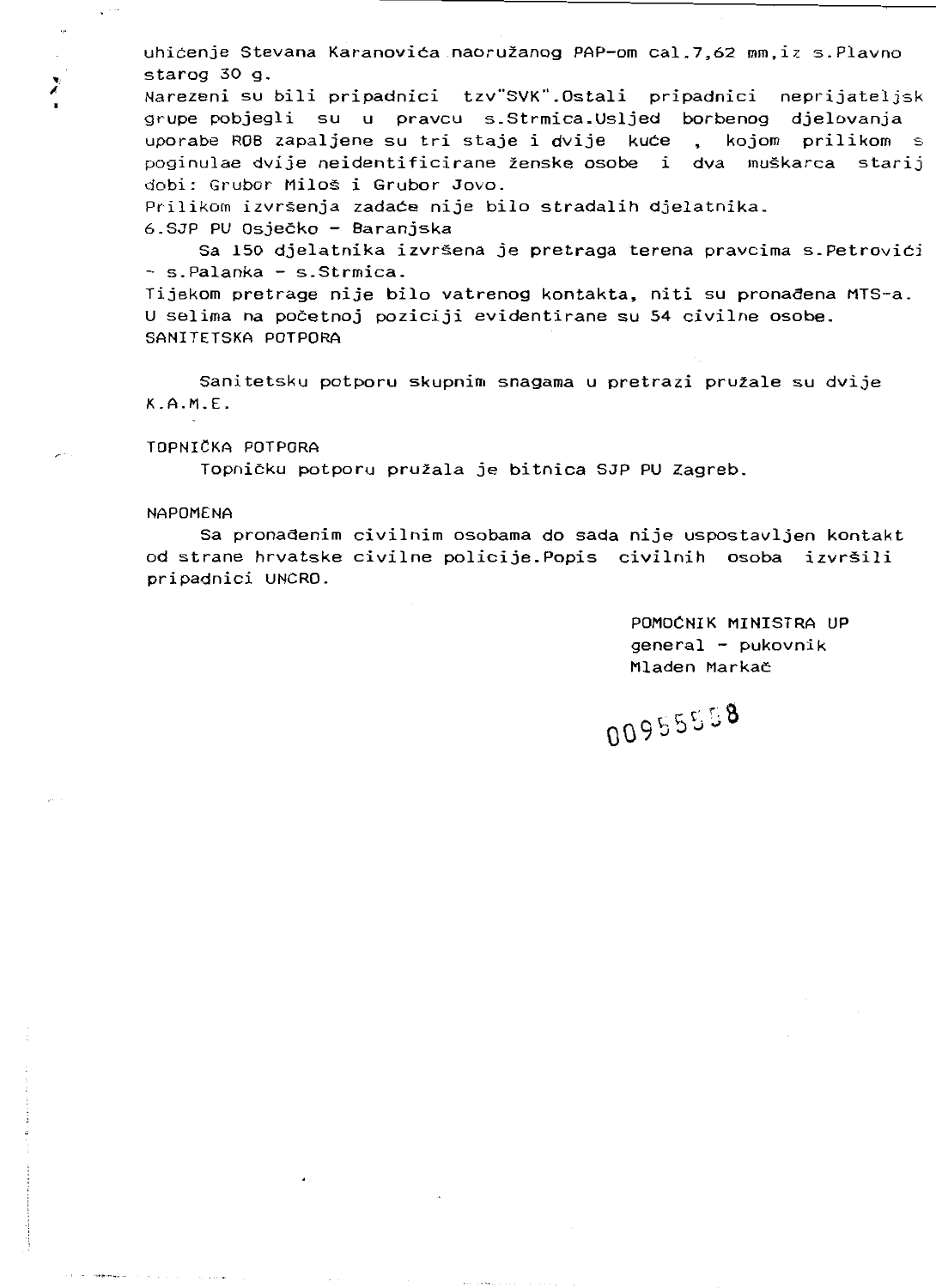uhićenje Stevana Karanovića naoružanog PAP-om cal.7,62 mm,iz s.Plavno starog 30 g.
Narezeni su bili pripadnici tzv"SVK".Ostali pripadnici neprijateljsk grupe pobjegli su u pravcu s.Strmica.Usljed borbenog djelovanja uporabe ROB zapaljene su tri staje i dvije kuće , kojom prilikom s poginulae dvije neidentificirane ženske osobe i dva muškarca starij dobi: Grubor Miloš i Grubor Jovo.
Prilikom izvršenja zadaće nije bilo stradalih djelatnika.
6.SJP PU Osječko - Baranjska

Sa 150 djelatnika izvršena je pretraga terena pravcima s.Petrovići - s.Palanka - s.Strmica.
Tijekom pretrage nije bilo vatrenog kontakta, niti su pronađena MTS-a.
U selima na početnoj poziciji evidentirane su 54 civilne osobe.
SANITETSKA POTPORA

Sanitetsku potporu skupnim snagama u pretrazi pružale su dvije K.A.M.E.

TOPNIČKA POTPORA

Topničku potporu pružala je bitnica SJP PU Zagreb.

NAPOMENA

Sa pronađenim civilnim osobama do sada nije uspostavljen kontakt od strane hrvatske civilne policije.Popis civilnih osoba izvršili pripadnici UNCRO.

POMOĆNIK MINISTRA UP
general - pukovnik
Mladen Markač

00955558